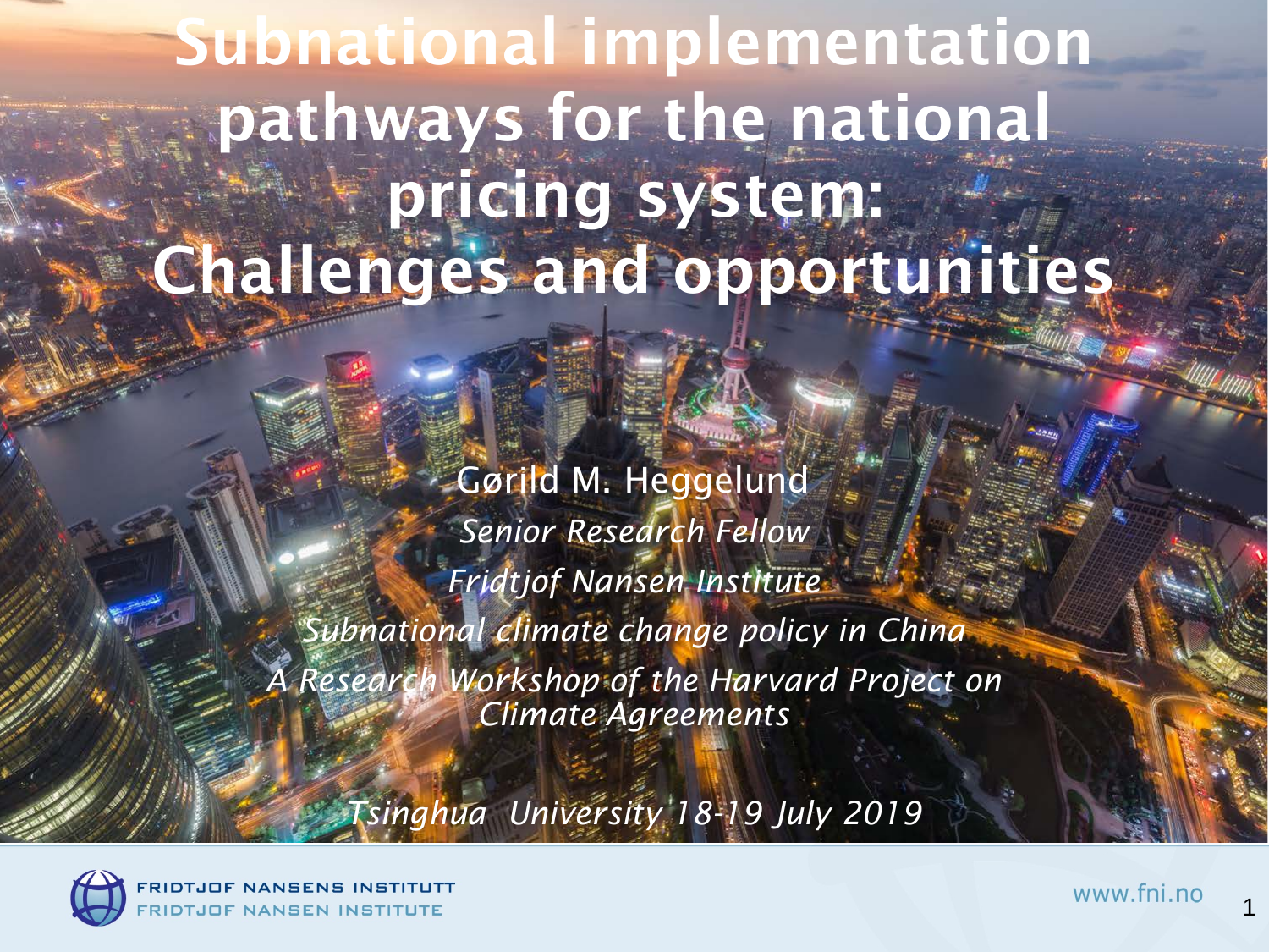# Subnational implementation pathways for the national pricing system: Challenges and opportunities

Gørild M. Heggelund

*Senior Research Fellow*

*Fridtjof Nansen Institute*

*Subnational climate change policy in China*

*A Research Workshop of the Harvard Project on Climate Agreements*

*Tsinghua University 18-19 July 2019*

FRIDTJOF NANSENS INSTITUTT
FRIDTJOF NANSEN INSTITUTE

www.fni.no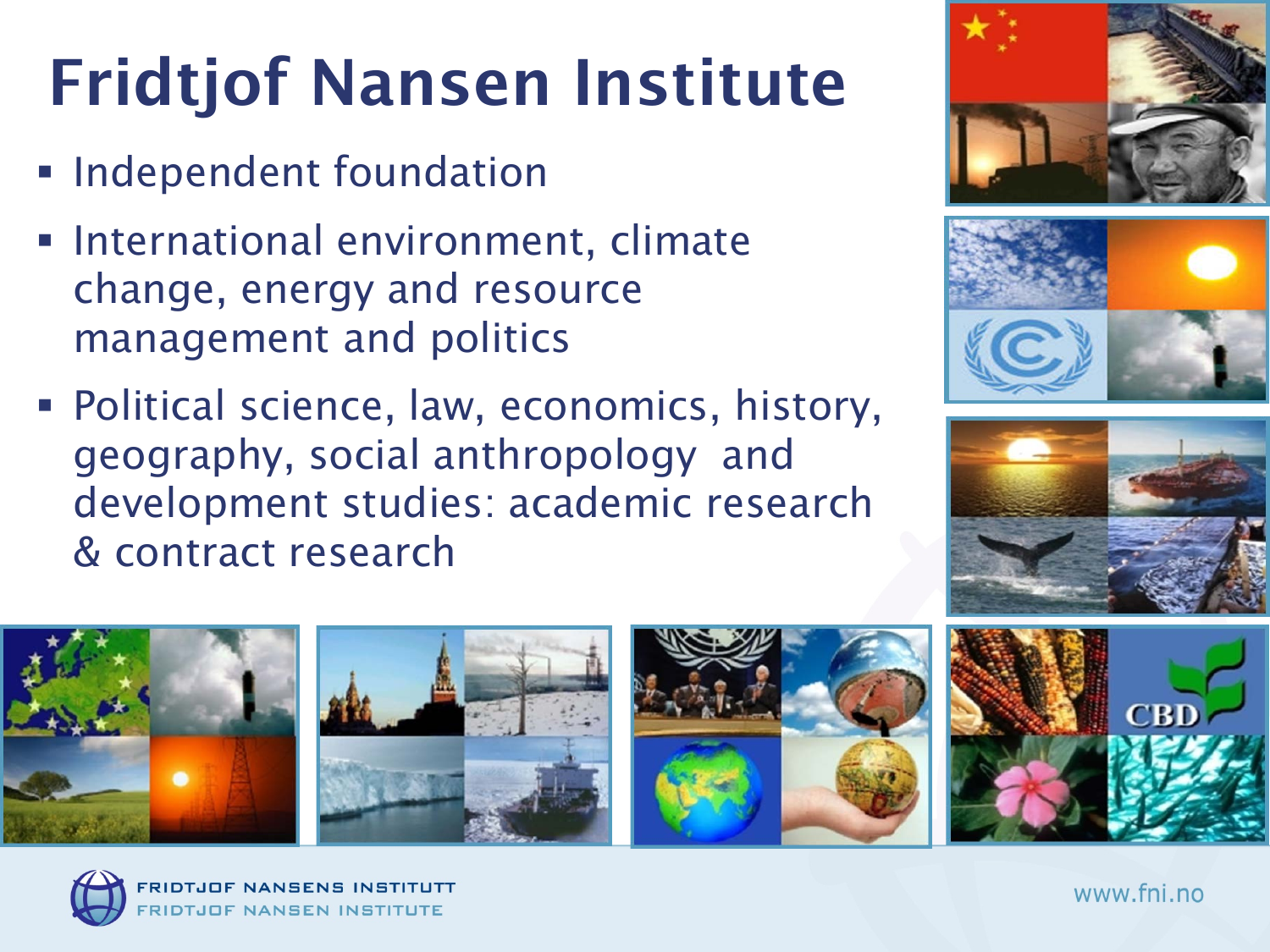# Fridtjof Nansen Institute

- Independent foundation
- International environment, climate change, energy and resource management and politics
- Political science, law, economics, history, geography, social anthropology and development studies: academic research & contract research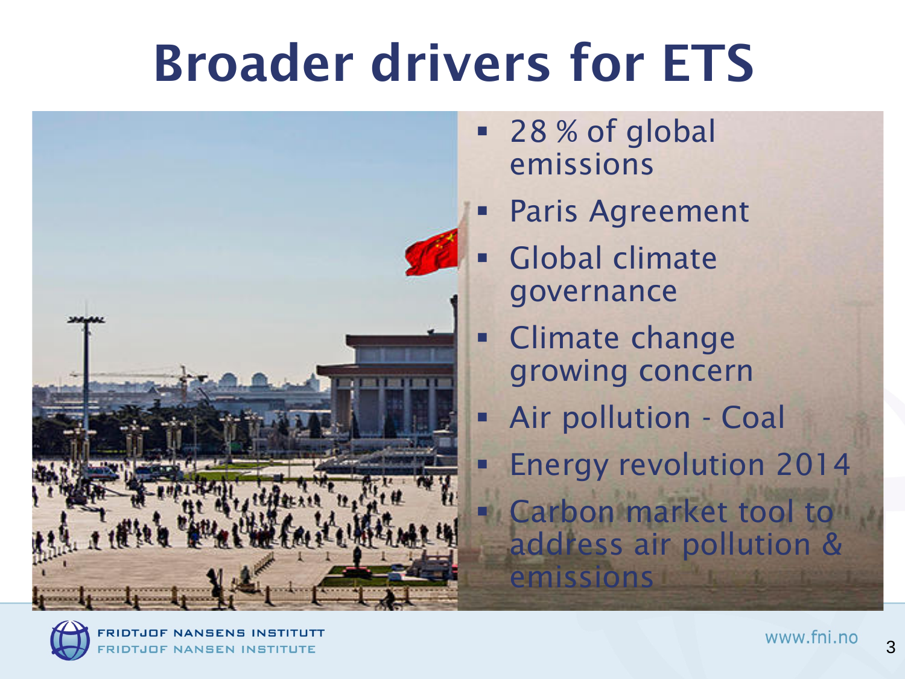# Broader drivers for ETS

- 28 % of global emissions
- Paris Agreement
- Global climate governance
- Climate change growing concern
- Air pollution - Coal
- Energy revolution 2014
- Carbon market tool to address air pollution & emissions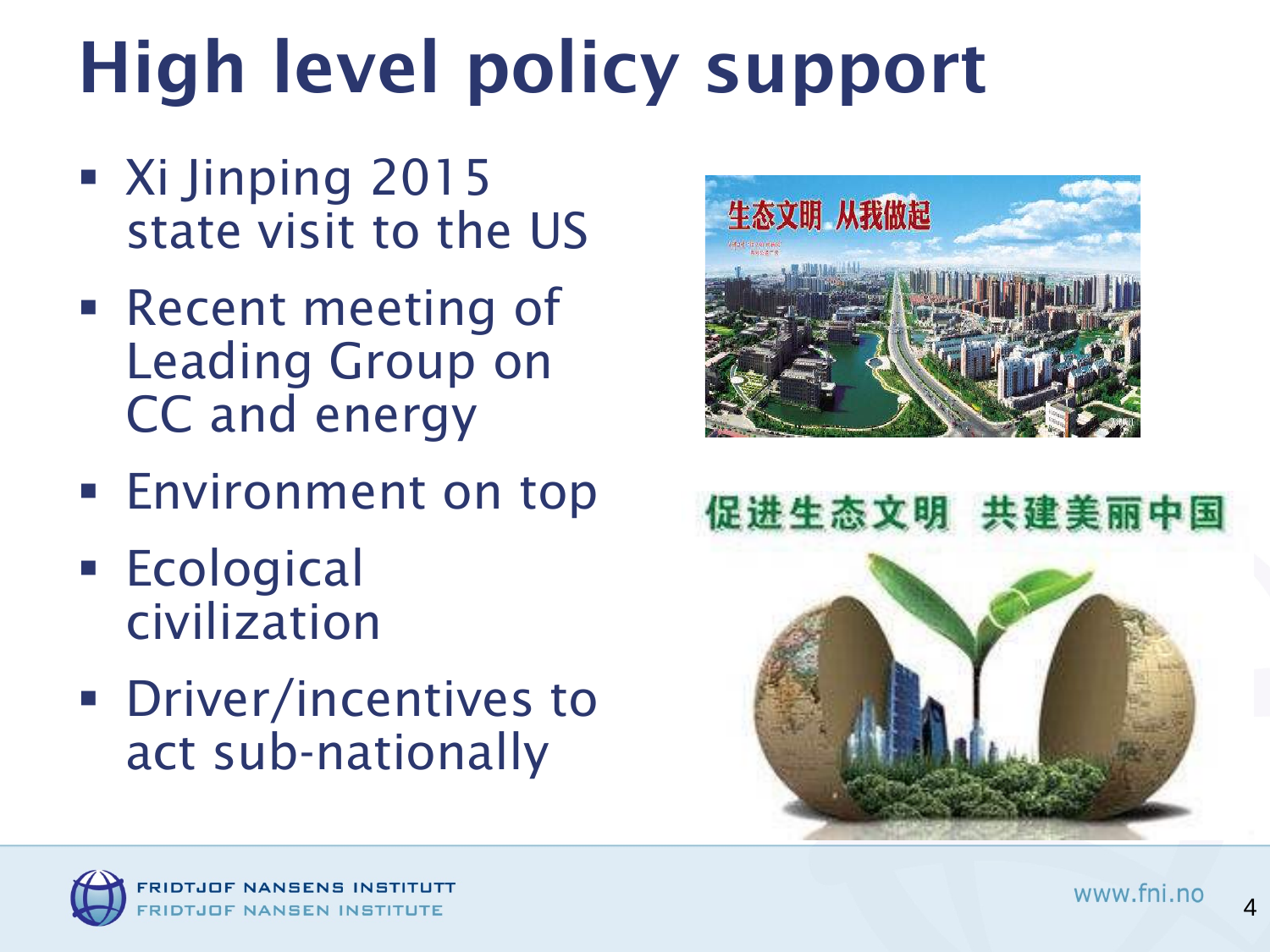# High level policy support

- Xi Jinping 2015 state visit to the US
- Recent meeting of Leading Group on CC and energy
- Environment on top
- Ecological civilization
- Driver/incentives to act sub-nationally

生态文明 从我做起

促进生态文明 共建美丽中国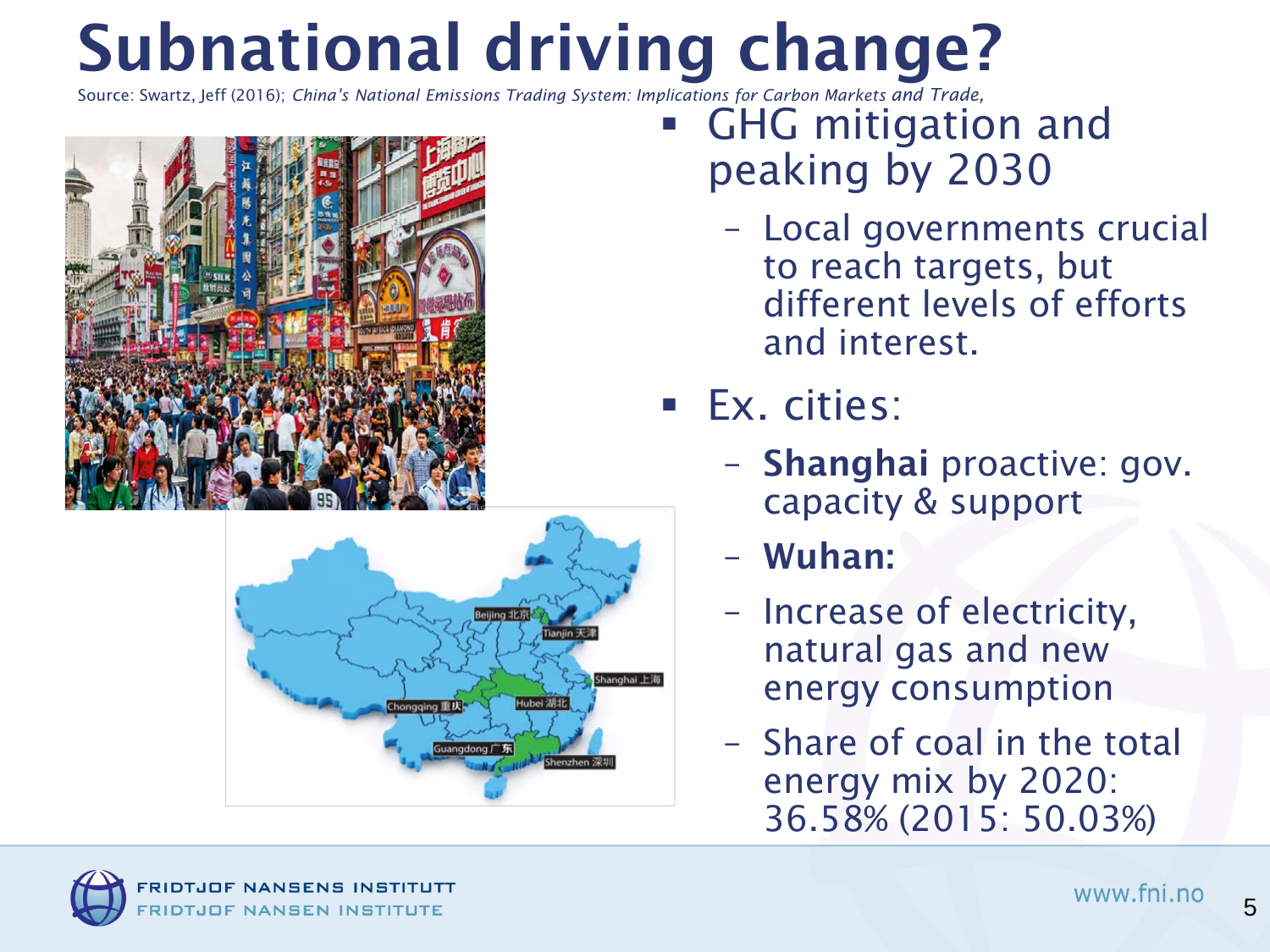# Subnational driving change?

Source: Swartz, Jeff (2016); *China's National Emissions Trading System: Implications for Carbon Markets and Trade,*

- GHG mitigation and peaking by 2030
  - Local governments crucial to reach targets, but different levels of efforts and interest.
- Ex. cities:
  - **Shanghai** proactive: gov. capacity & support
  - **Wuhan:**
  - Increase of electricity, natural gas and new energy consumption
  - Share of coal in the total energy mix by 2020: 36.58% (2015: 50.03%)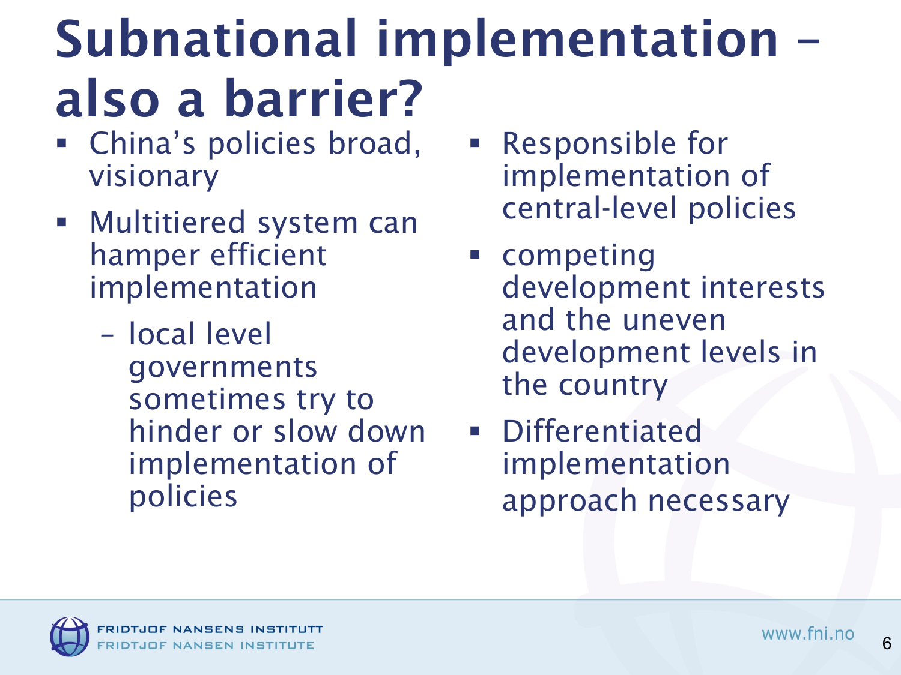# Subnational implementation – also a barrier?

- China's policies broad, visionary
- Multitiered system can hamper efficient implementation
  - local level governments sometimes try to hinder or slow down implementation of policies
- Responsible for implementation of central-level policies
- competing development interests and the uneven development levels in the country
- Differentiated implementation approach necessary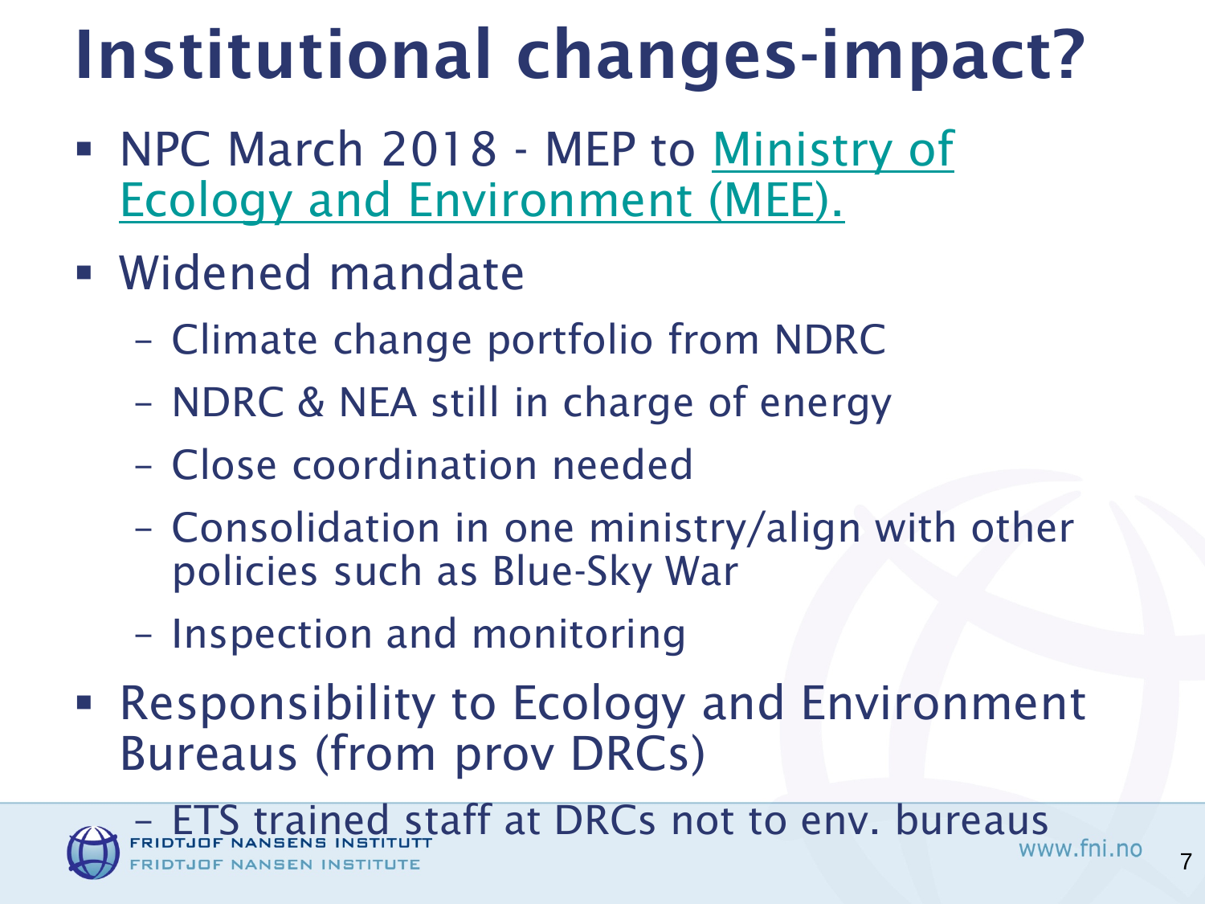# Institutional changes-impact?

- NPC March 2018 - MEP to [Ministry of Ecology and Environment (MEE).]()
- Widened mandate
  - Climate change portfolio from NDRC
  - NDRC & NEA still in charge of energy
  - Close coordination needed
  - Consolidation in one ministry/align with other policies such as Blue-Sky War
  - Inspection and monitoring
- Responsibility to Ecology and Environment Bureaus (from prov DRCs)
  - ETS trained staff at DRCs not to env. bureaus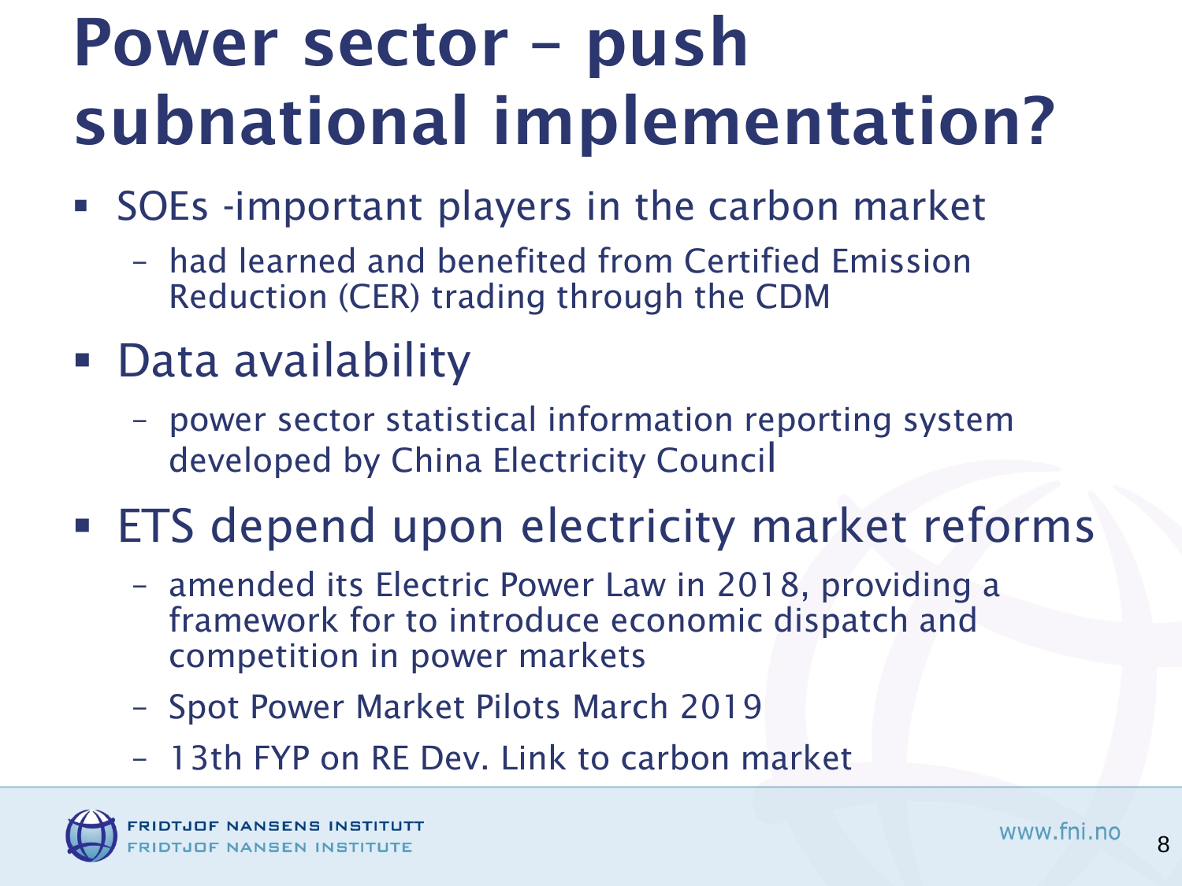# Power sector – push subnational implementation?

- SOEs -important players in the carbon market
  - had learned and benefited from Certified Emission Reduction (CER) trading through the CDM
- Data availability
  - power sector statistical information reporting system developed by China Electricity Council
- ETS depend upon electricity market reforms
  - amended its Electric Power Law in 2018, providing a framework for to introduce economic dispatch and competition in power markets
  - Spot Power Market Pilots March 2019
  - 13th FYP on RE Dev. Link to carbon market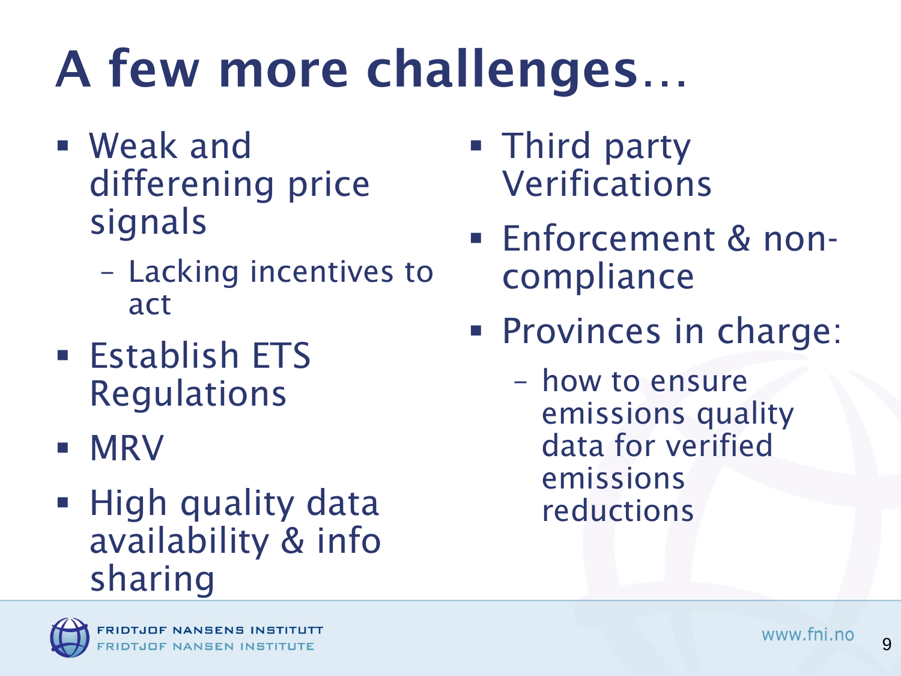# A few more challenges…

- Weak and differening price signals
  - Lacking incentives to act
- Establish ETS Regulations
- MRV
- High quality data availability & info sharing
- Third party Verifications
- Enforcement & non-compliance
- Provinces in charge:
  - how to ensure emissions quality data for verified emissions reductions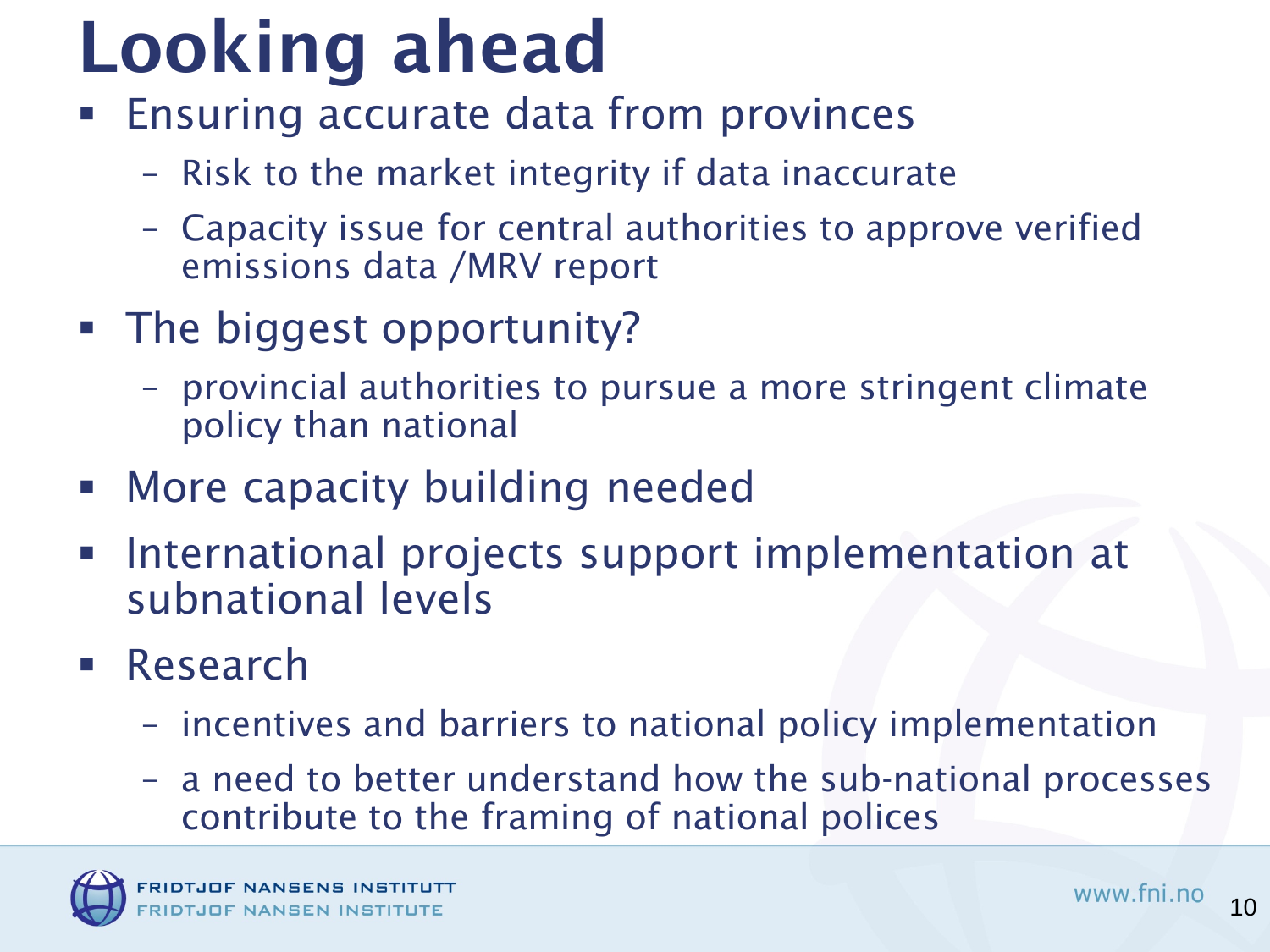# Looking ahead

- Ensuring accurate data from provinces
  - Risk to the market integrity if data inaccurate
  - Capacity issue for central authorities to approve verified emissions data /MRV report
- The biggest opportunity?
  - provincial authorities to pursue a more stringent climate policy than national
- More capacity building needed
- International projects support implementation at subnational levels
- Research
  - incentives and barriers to national policy implementation
  - a need to better understand how the sub-national processes contribute to the framing of national polices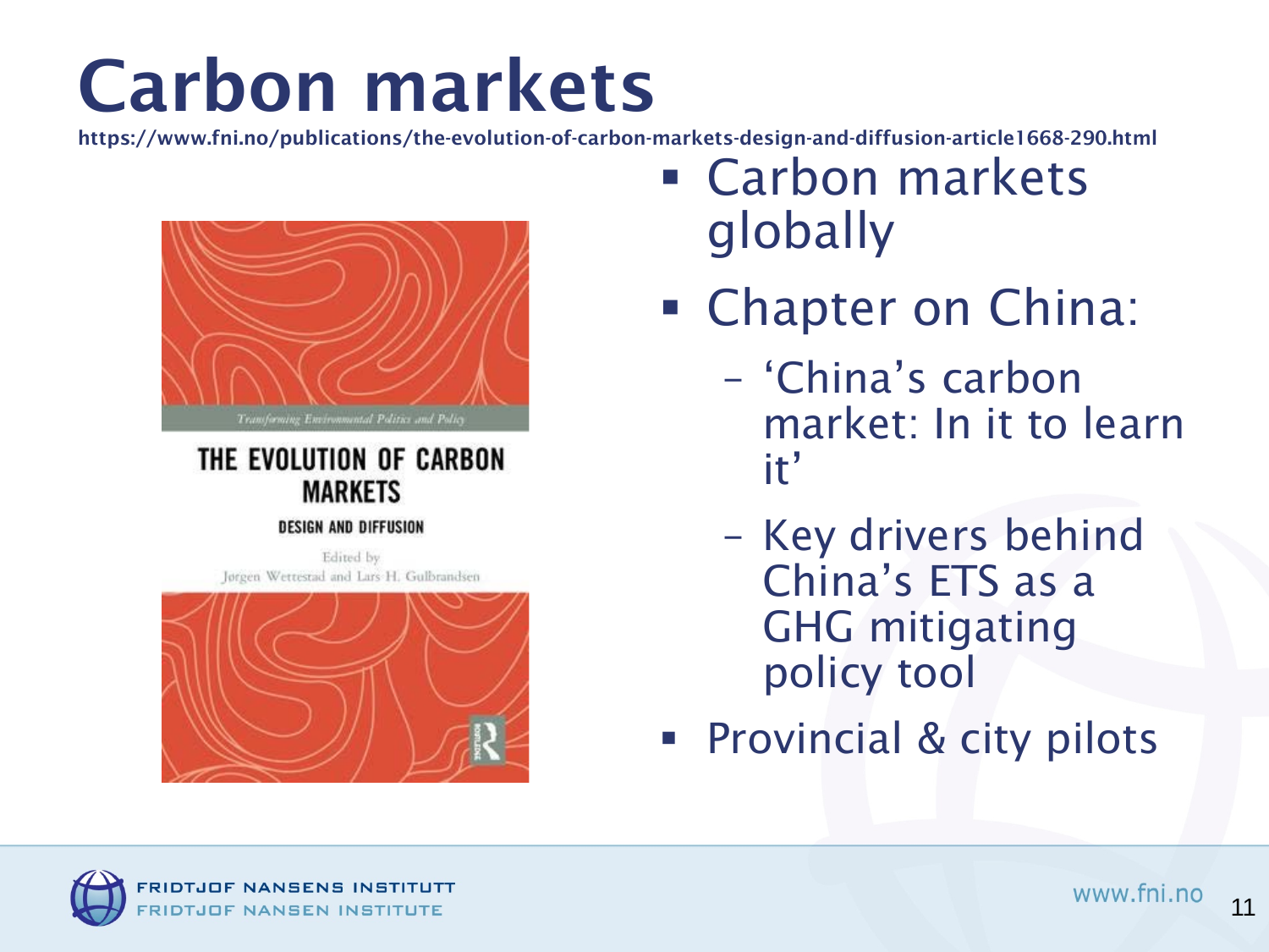# Carbon markets

https://www.fni.no/publications/the-evolution-of-carbon-markets-design-and-diffusion-article1668-290.html

Transforming Environmental Politics and Policy

THE EVOLUTION OF CARBON MARKETS

DESIGN AND DIFFUSION

Edited by
Jørgen Wettestad and Lars H. Gulbrandsen

- Carbon markets globally
- Chapter on China:
  - 'China's carbon market: In it to learn it'
  - Key drivers behind China's ETS as a GHG mitigating policy tool
- Provincial & city pilots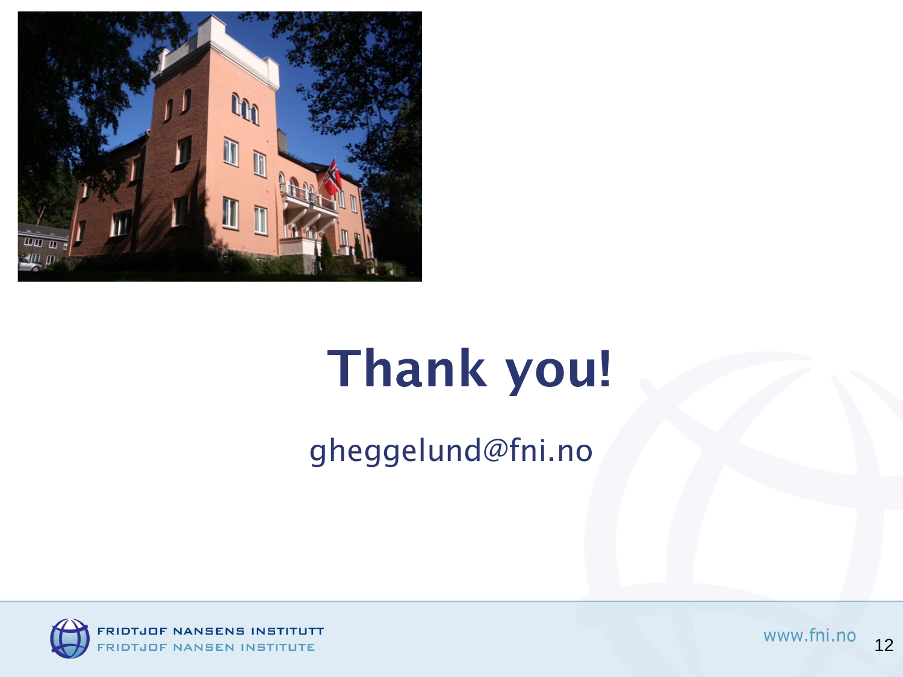# Thank you!

gheggelund@fni.no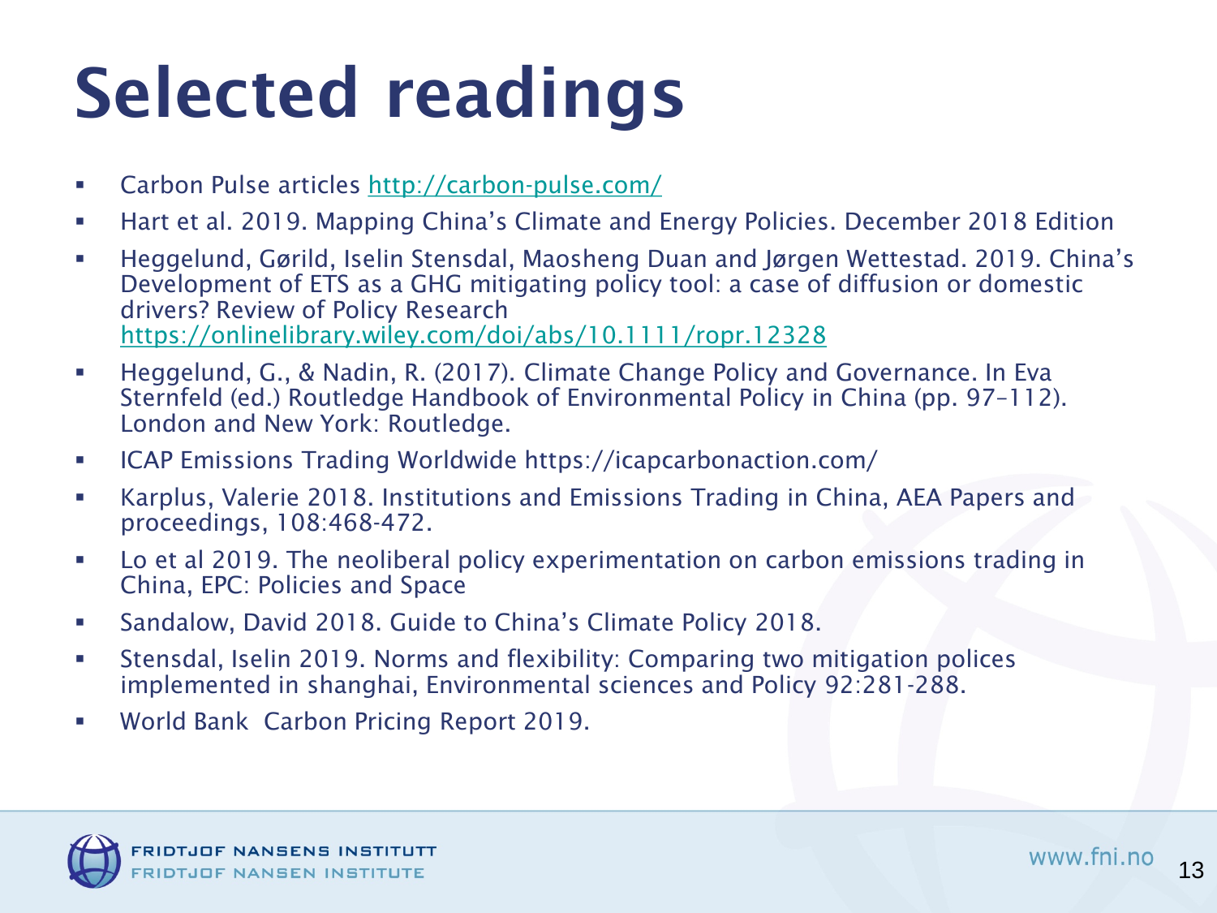# Selected readings

- Carbon Pulse articles http://carbon-pulse.com/
- Hart et al. 2019. Mapping China's Climate and Energy Policies. December 2018 Edition
- Heggelund, Gørild, Iselin Stensdal, Maosheng Duan and Jørgen Wettestad. 2019. China's Development of ETS as a GHG mitigating policy tool: a case of diffusion or domestic drivers? Review of Policy Research https://onlinelibrary.wiley.com/doi/abs/10.1111/ropr.12328
- Heggelund, G., & Nadin, R. (2017). Climate Change Policy and Governance. In Eva Sternfeld (ed.) Routledge Handbook of Environmental Policy in China (pp. 97–112). London and New York: Routledge.
- ICAP Emissions Trading Worldwide https://icapcarbonaction.com/
- Karplus, Valerie 2018. Institutions and Emissions Trading in China, AEA Papers and proceedings, 108:468-472.
- Lo et al 2019. The neoliberal policy experimentation on carbon emissions trading in China, EPC: Policies and Space
- Sandalow, David 2018. Guide to China's Climate Policy 2018.
- Stensdal, Iselin 2019. Norms and flexibility: Comparing two mitigation polices implemented in shanghai, Environmental sciences and Policy 92:281-288.
- World Bank Carbon Pricing Report 2019.

FRIDTJOF NANSENS INSTITUTT
FRIDTJOF NANSEN INSTITUTE

www.fni.no